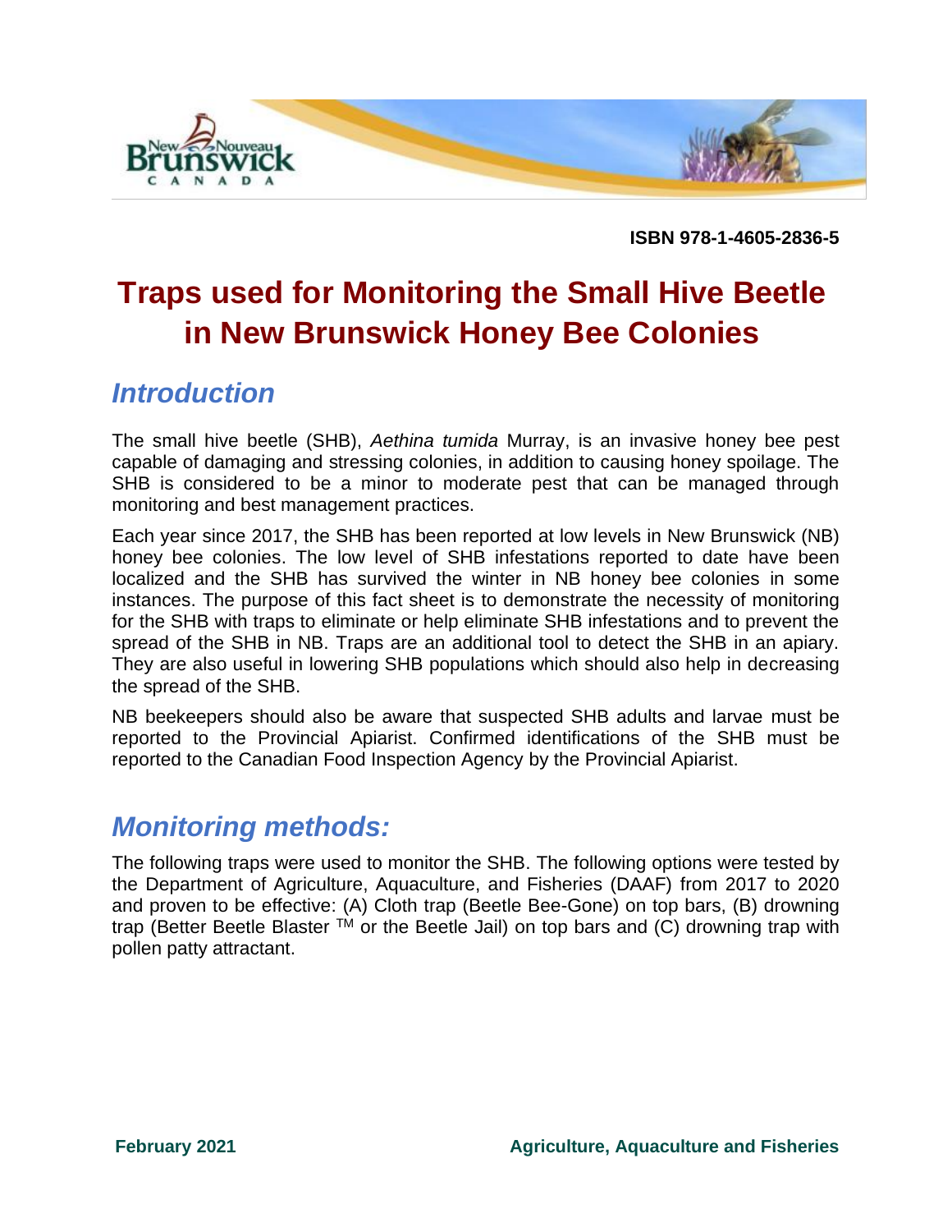ISBN 978-1-4605-2836-5

# Traps used for Monitoring the Small Hive Beetle in New Brunswick Honey Bee Colonies

## *Introduction*

The small hive beetle (SHB), *Aethina tumida* Murray, is an invasive honey bee pest capable of damaging and stressing colonies, in addition to causing honey spoilage. The SHB is considered to be a minor to moderate pest that can be managed through monitoring and best management practices.

Each year since 2017, the SHB has been reported at low levels in New Brunswick (NB) honey bee colonies. The low level of SHB infestations reported to date have been localized and the SHB has survived the winter in NB honey bee colonies in some instances. The purpose of this fact sheet is to demonstrate the necessity of monitoring for the SHB with traps to eliminate or help eliminate SHB infestations and to prevent the spread of the SHB in NB. Traps are an additional tool to detect the SHB in an apiary. They are also useful in lowering SHB populations which should also help in decreasing the spread of the SHB.

NB beekeepers should also be aware that suspected SHB adults and larvae must be reported to the Provincial Apiarist. Confirmed identifications of the SHB must be reported to the Canadian Food Inspection Agency by the Provincial Apiarist.

## *Monitoring methods:*

The following traps were used to monitor the SHB. The following options were tested by the Department of Agriculture, Aquaculture, and Fisheries (DAAF) from 2017 to 2020 and proven to be effective: (A) Cloth trap (Beetle Bee-Gone) on top bars, (B) drowning trap (Better Beetle Blaster ™ or the Beetle Jail) on top bars and (C) drowning trap with pollen patty attractant.

**February 2021** **Agriculture, Aquaculture and Fisheries**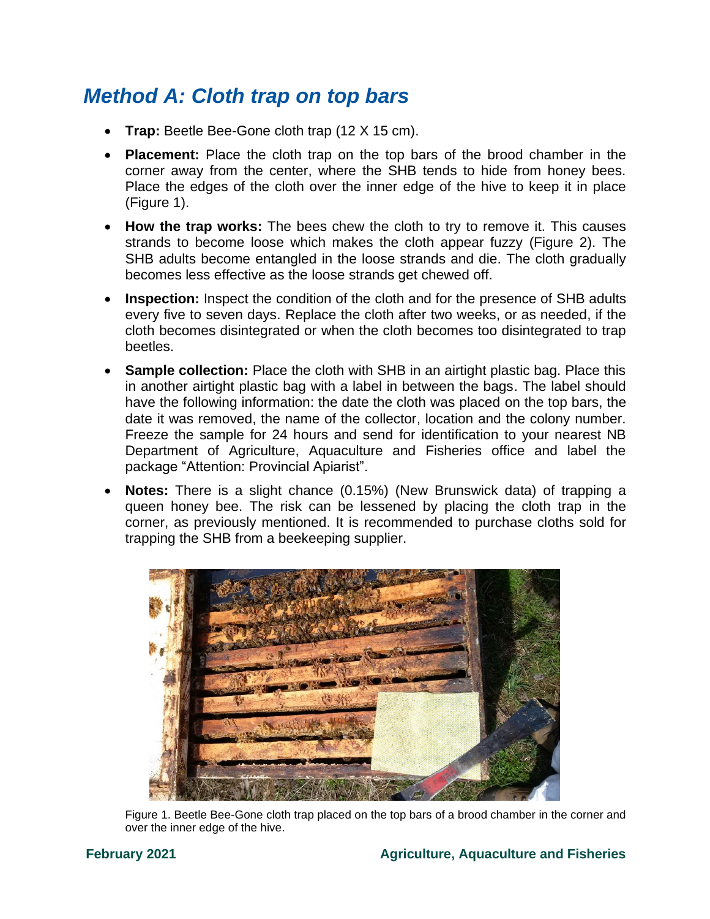## *Method A: Cloth trap on top bars*

- **Trap:** Beetle Bee-Gone cloth trap (12 X 15 cm).
- **Placement:** Place the cloth trap on the top bars of the brood chamber in the corner away from the center, where the SHB tends to hide from honey bees. Place the edges of the cloth over the inner edge of the hive to keep it in place (Figure 1).
- **How the trap works:** The bees chew the cloth to try to remove it. This causes strands to become loose which makes the cloth appear fuzzy (Figure 2). The SHB adults become entangled in the loose strands and die. The cloth gradually becomes less effective as the loose strands get chewed off.
- **Inspection:** Inspect the condition of the cloth and for the presence of SHB adults every five to seven days. Replace the cloth after two weeks, or as needed, if the cloth becomes disintegrated or when the cloth becomes too disintegrated to trap beetles.
- **Sample collection:** Place the cloth with SHB in an airtight plastic bag. Place this in another airtight plastic bag with a label in between the bags. The label should have the following information: the date the cloth was placed on the top bars, the date it was removed, the name of the collector, location and the colony number. Freeze the sample for 24 hours and send for identification to your nearest NB Department of Agriculture, Aquaculture and Fisheries office and label the package "Attention: Provincial Apiarist".
- **Notes:** There is a slight chance (0.15%) (New Brunswick data) of trapping a queen honey bee. The risk can be lessened by placing the cloth trap in the corner, as previously mentioned. It is recommended to purchase cloths sold for trapping the SHB from a beekeeping supplier.

Figure 1. Beetle Bee-Gone cloth trap placed on the top bars of a brood chamber in the corner and over the inner edge of the hive.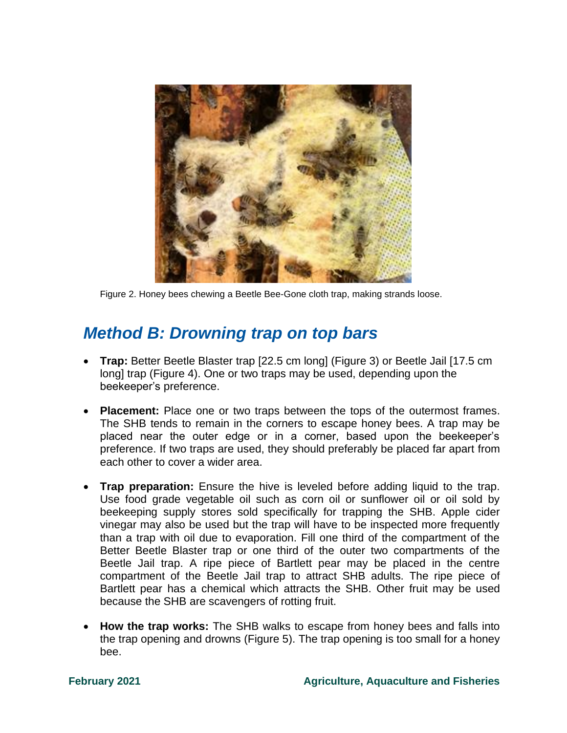Figure 2. Honey bees chewing a Beetle Bee-Gone cloth trap, making strands loose.

## *Method B: Drowning trap on top bars*

- **Trap:** Better Beetle Blaster trap [22.5 cm long] (Figure 3) or Beetle Jail [17.5 cm long] trap (Figure 4). One or two traps may be used, depending upon the beekeeper's preference.
- **Placement:** Place one or two traps between the tops of the outermost frames. The SHB tends to remain in the corners to escape honey bees. A trap may be placed near the outer edge or in a corner, based upon the beekeeper's preference. If two traps are used, they should preferably be placed far apart from each other to cover a wider area.
- **Trap preparation:** Ensure the hive is leveled before adding liquid to the trap. Use food grade vegetable oil such as corn oil or sunflower oil or oil sold by beekeeping supply stores sold specifically for trapping the SHB. Apple cider vinegar may also be used but the trap will have to be inspected more frequently than a trap with oil due to evaporation. Fill one third of the compartment of the Better Beetle Blaster trap or one third of the outer two compartments of the Beetle Jail trap. A ripe piece of Bartlett pear may be placed in the centre compartment of the Beetle Jail trap to attract SHB adults. The ripe piece of Bartlett pear has a chemical which attracts the SHB. Other fruit may be used because the SHB are scavengers of rotting fruit.
- **How the trap works:** The SHB walks to escape from honey bees and falls into the trap opening and drowns (Figure 5). The trap opening is too small for a honey bee.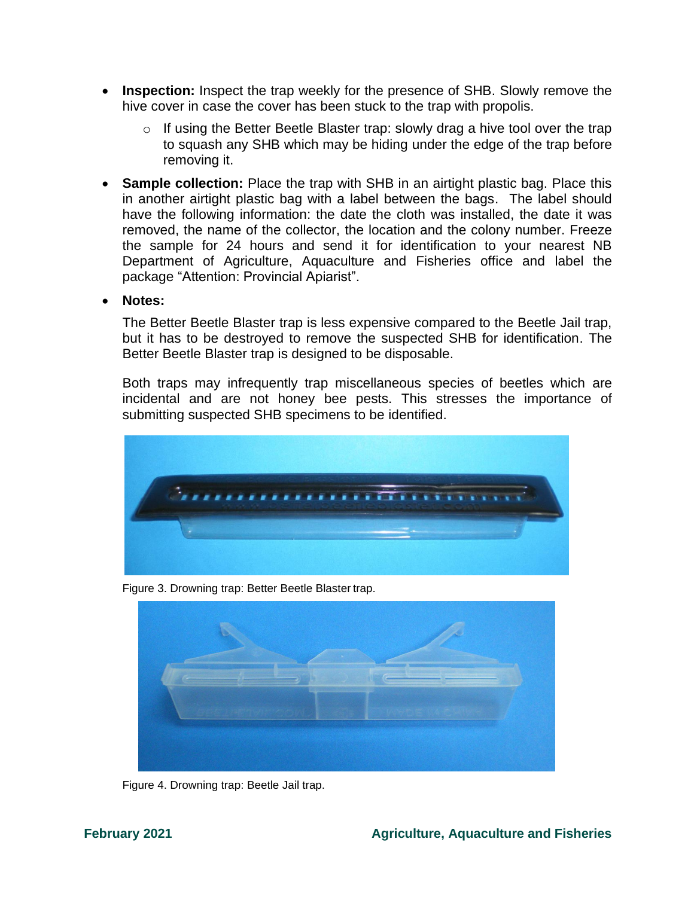- **Inspection:** Inspect the trap weekly for the presence of SHB. Slowly remove the hive cover in case the cover has been stuck to the trap with propolis.
  - If using the Better Beetle Blaster trap: slowly drag a hive tool over the trap to squash any SHB which may be hiding under the edge of the trap before removing it.
- **Sample collection:** Place the trap with SHB in an airtight plastic bag. Place this in another airtight plastic bag with a label between the bags. The label should have the following information: the date the cloth was installed, the date it was removed, the name of the collector, the location and the colony number. Freeze the sample for 24 hours and send it for identification to your nearest NB Department of Agriculture, Aquaculture and Fisheries office and label the package "Attention: Provincial Apiarist".
- **Notes:**

  The Better Beetle Blaster trap is less expensive compared to the Beetle Jail trap, but it has to be destroyed to remove the suspected SHB for identification. The Better Beetle Blaster trap is designed to be disposable.

  Both traps may infrequently trap miscellaneous species of beetles which are incidental and are not honey bee pests. This stresses the importance of submitting suspected SHB specimens to be identified.

Figure 3. Drowning trap: Better Beetle Blaster trap.

Figure 4. Drowning trap: Beetle Jail trap.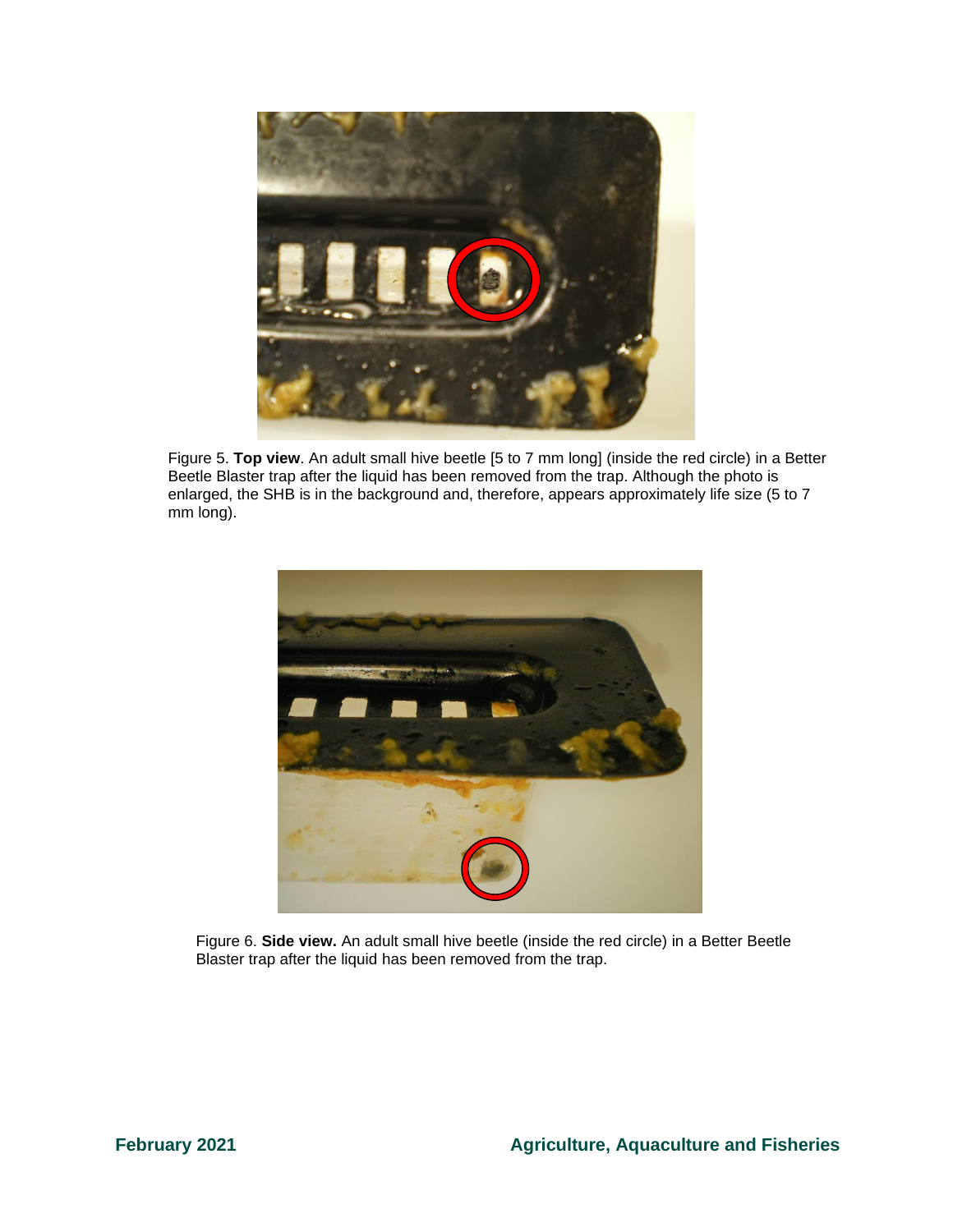Figure 5. **Top view**. An adult small hive beetle [5 to 7 mm long] (inside the red circle) in a Better Beetle Blaster trap after the liquid has been removed from the trap. Although the photo is enlarged, the SHB is in the background and, therefore, appears approximately life size (5 to 7 mm long).

Figure 6. **Side view.** An adult small hive beetle (inside the red circle) in a Better Beetle Blaster trap after the liquid has been removed from the trap.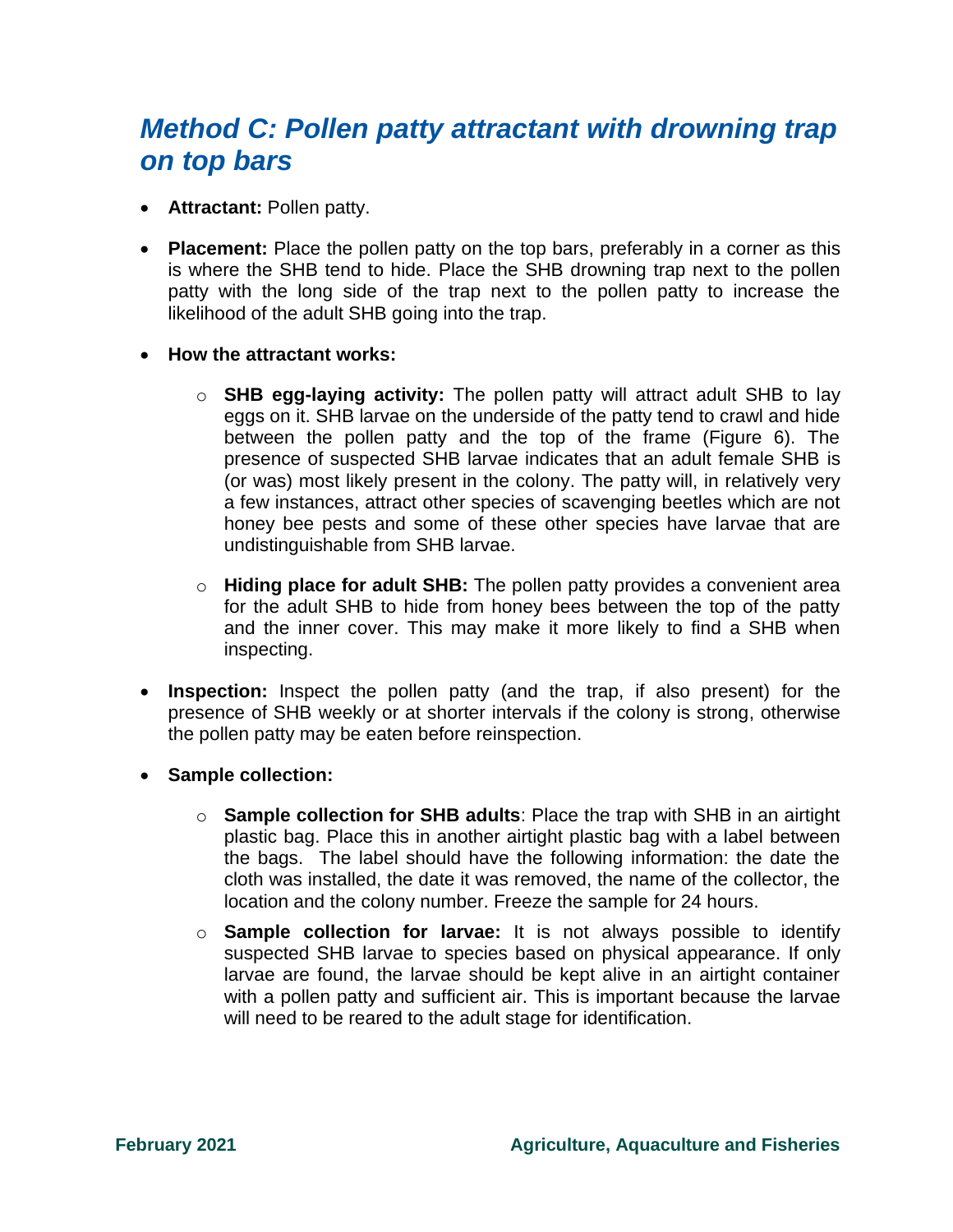## *Method C: Pollen patty attractant with drowning trap on top bars*

- **Attractant:** Pollen patty.
- **Placement:** Place the pollen patty on the top bars, preferably in a corner as this is where the SHB tend to hide. Place the SHB drowning trap next to the pollen patty with the long side of the trap next to the pollen patty to increase the likelihood of the adult SHB going into the trap.
- **How the attractant works:**
  - **SHB egg-laying activity:** The pollen patty will attract adult SHB to lay eggs on it. SHB larvae on the underside of the patty tend to crawl and hide between the pollen patty and the top of the frame (Figure 6). The presence of suspected SHB larvae indicates that an adult female SHB is (or was) most likely present in the colony. The patty will, in relatively very a few instances, attract other species of scavenging beetles which are not honey bee pests and some of these other species have larvae that are undistinguishable from SHB larvae.
  - **Hiding place for adult SHB:** The pollen patty provides a convenient area for the adult SHB to hide from honey bees between the top of the patty and the inner cover. This may make it more likely to find a SHB when inspecting.
- **Inspection:** Inspect the pollen patty (and the trap, if also present) for the presence of SHB weekly or at shorter intervals if the colony is strong, otherwise the pollen patty may be eaten before reinspection.
- **Sample collection:**
  - **Sample collection for SHB adults**: Place the trap with SHB in an airtight plastic bag. Place this in another airtight plastic bag with a label between the bags. The label should have the following information: the date the cloth was installed, the date it was removed, the name of the collector, the location and the colony number. Freeze the sample for 24 hours.
  - **Sample collection for larvae:** It is not always possible to identify suspected SHB larvae to species based on physical appearance. If only larvae are found, the larvae should be kept alive in an airtight container with a pollen patty and sufficient air. This is important because the larvae will need to be reared to the adult stage for identification.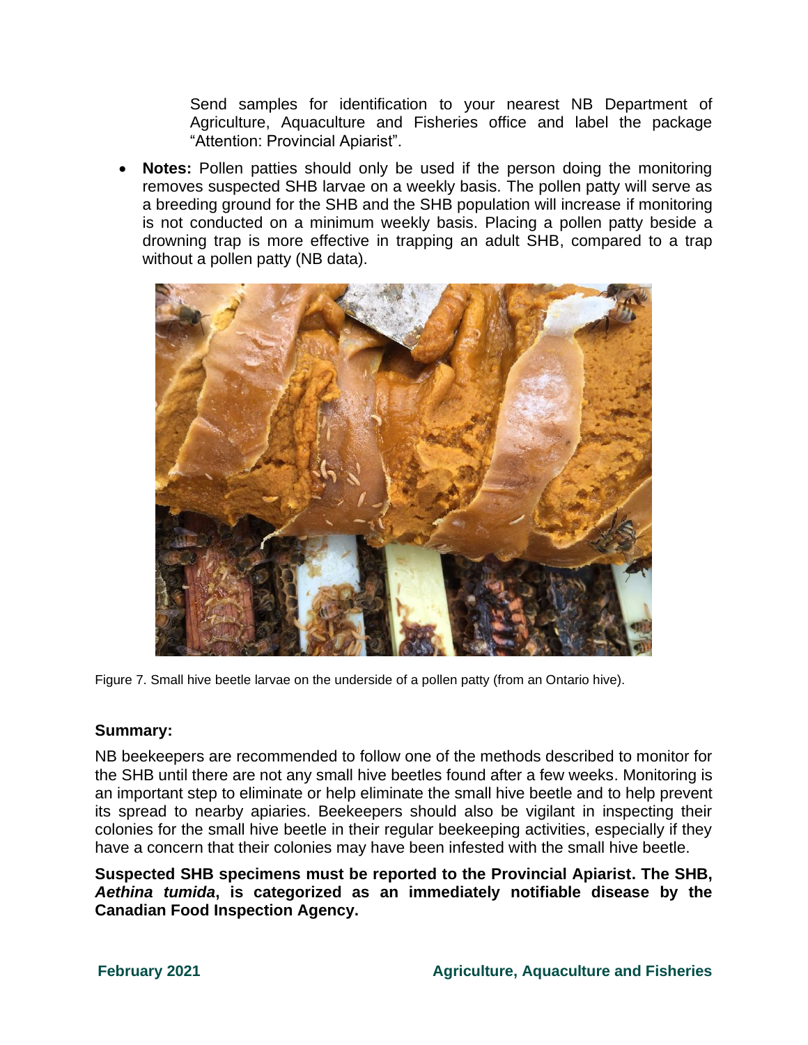Send samples for identification to your nearest NB Department of Agriculture, Aquaculture and Fisheries office and label the package "Attention: Provincial Apiarist".

- **Notes:** Pollen patties should only be used if the person doing the monitoring removes suspected SHB larvae on a weekly basis. The pollen patty will serve as a breeding ground for the SHB and the SHB population will increase if monitoring is not conducted on a minimum weekly basis. Placing a pollen patty beside a drowning trap is more effective in trapping an adult SHB, compared to a trap without a pollen patty (NB data).

Figure 7. Small hive beetle larvae on the underside of a pollen patty (from an Ontario hive).

## Summary:

NB beekeepers are recommended to follow one of the methods described to monitor for the SHB until there are not any small hive beetles found after a few weeks. Monitoring is an important step to eliminate or help eliminate the small hive beetle and to help prevent its spread to nearby apiaries. Beekeepers should also be vigilant in inspecting their colonies for the small hive beetle in their regular beekeeping activities, especially if they have a concern that their colonies may have been infested with the small hive beetle.

**Suspected SHB specimens must be reported to the Provincial Apiarist. The SHB, *Aethina tumida*, is categorized as an immediately notifiable disease by the Canadian Food Inspection Agency.**